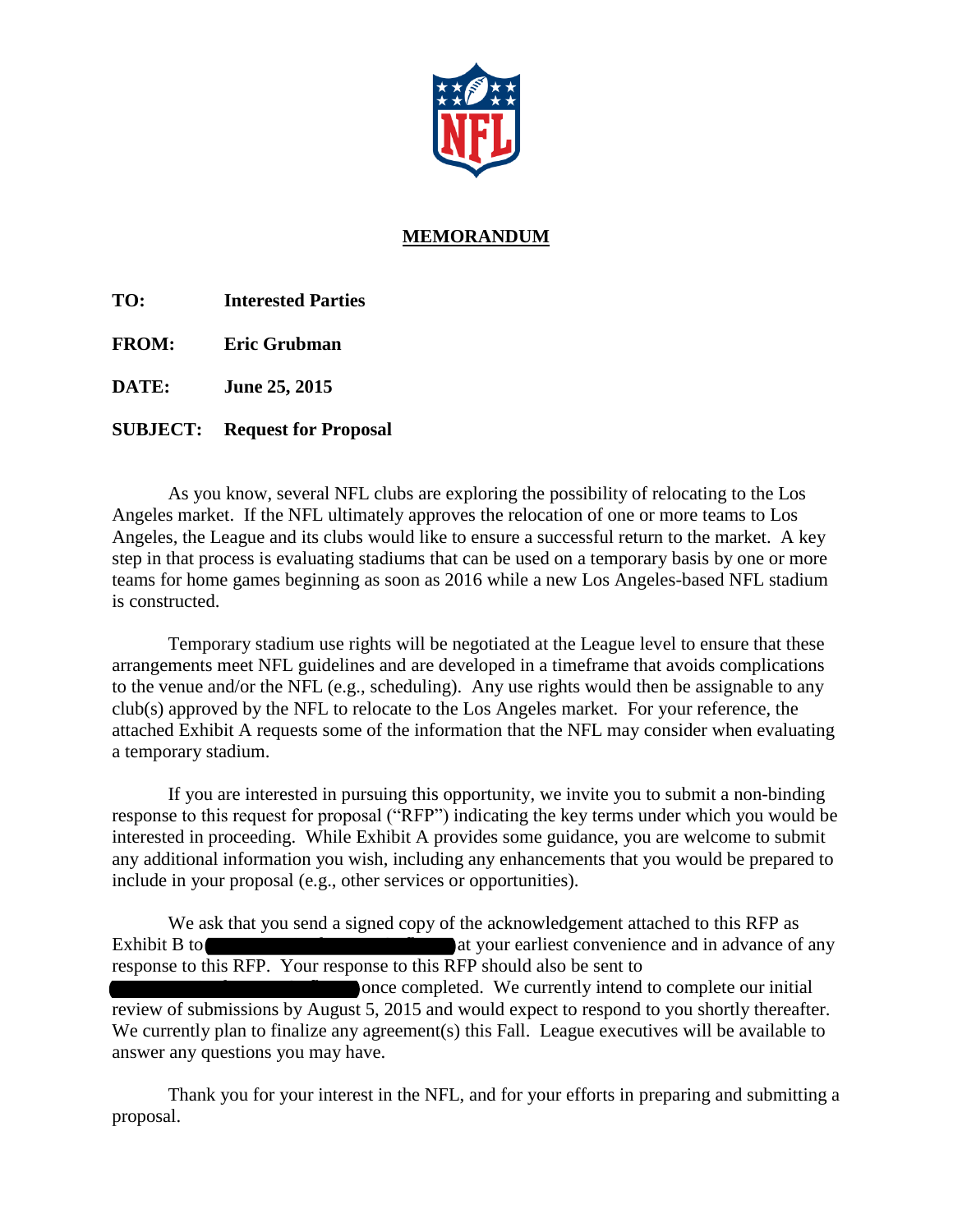# MEMORANDUM

**TO:** **Interested Parties**

**FROM:** **Eric Grubman**

**DATE:** **June 25, 2015**

**SUBJECT:** **Request for Proposal**

As you know, several NFL clubs are exploring the possibility of relocating to the Los Angeles market. If the NFL ultimately approves the relocation of one or more teams to Los Angeles, the League and its clubs would like to ensure a successful return to the market. A key step in that process is evaluating stadiums that can be used on a temporary basis by one or more teams for home games beginning as soon as 2016 while a new Los Angeles-based NFL stadium is constructed.

Temporary stadium use rights will be negotiated at the League level to ensure that these arrangements meet NFL guidelines and are developed in a timeframe that avoids complications to the venue and/or the NFL (e.g., scheduling). Any use rights would then be assignable to any club(s) approved by the NFL to relocate to the Los Angeles market. For your reference, the attached Exhibit A requests some of the information that the NFL may consider when evaluating a temporary stadium.

If you are interested in pursuing this opportunity, we invite you to submit a non-binding response to this request for proposal ("RFP") indicating the key terms under which you would be interested in proceeding. While Exhibit A provides some guidance, you are welcome to submit any additional information you wish, including any enhancements that you would be prepared to include in your proposal (e.g., other services or opportunities).

We ask that you send a signed copy of the acknowledgement attached to this RFP as Exhibit B to [REDACTED] at your earliest convenience and in advance of any response to this RFP. Your response to this RFP should also be sent to [REDACTED] once completed. We currently intend to complete our initial review of submissions by August 5, 2015 and would expect to respond to you shortly thereafter. We currently plan to finalize any agreement(s) this Fall. League executives will be available to answer any questions you may have.

Thank you for your interest in the NFL, and for your efforts in preparing and submitting a proposal.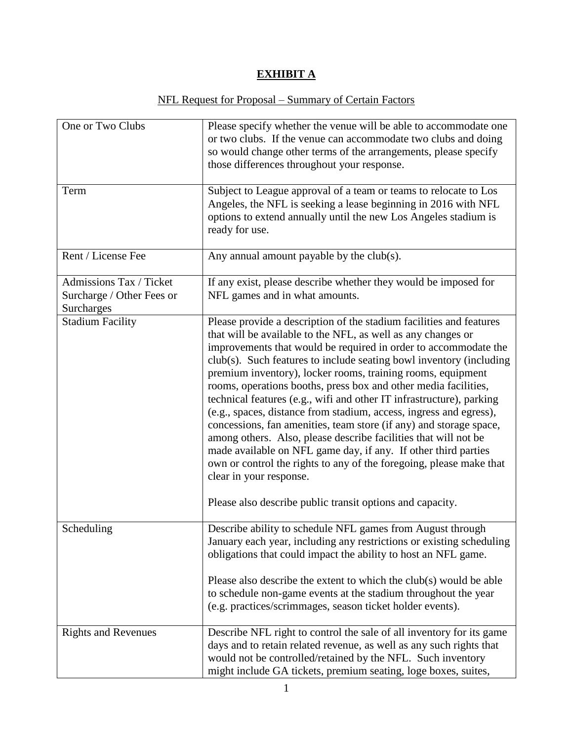# EXHIBIT A

NFL Request for Proposal – Summary of Certain Factors

| | |
|---|---|
| One or Two Clubs | Please specify whether the venue will be able to accommodate one or two clubs. If the venue can accommodate two clubs and doing so would change other terms of the arrangements, please specify those differences throughout your response. |
| Term | Subject to League approval of a team or teams to relocate to Los Angeles, the NFL is seeking a lease beginning in 2016 with NFL options to extend annually until the new Los Angeles stadium is ready for use. |
| Rent / License Fee | Any annual amount payable by the club(s). |
| Admissions Tax / Ticket Surcharge / Other Fees or Surcharges | If any exist, please describe whether they would be imposed for NFL games and in what amounts. |
| Stadium Facility | Please provide a description of the stadium facilities and features that will be available to the NFL, as well as any changes or improvements that would be required in order to accommodate the club(s). Such features to include seating bowl inventory (including premium inventory), locker rooms, training rooms, equipment rooms, operations booths, press box and other media facilities, technical features (e.g., wifi and other IT infrastructure), parking (e.g., spaces, distance from stadium, access, ingress and egress), concessions, fan amenities, team store (if any) and storage space, among others. Also, please describe facilities that will not be made available on NFL game day, if any. If other third parties own or control the rights to any of the foregoing, please make that clear in your response.<br><br>Please also describe public transit options and capacity. |
| Scheduling | Describe ability to schedule NFL games from August through January each year, including any restrictions or existing scheduling obligations that could impact the ability to host an NFL game.<br><br>Please also describe the extent to which the club(s) would be able to schedule non-game events at the stadium throughout the year (e.g. practices/scrimmages, season ticket holder events). |
| Rights and Revenues | Describe NFL right to control the sale of all inventory for its game days and to retain related revenue, as well as any such rights that would not be controlled/retained by the NFL. Such inventory might include GA tickets, premium seating, loge boxes, suites, |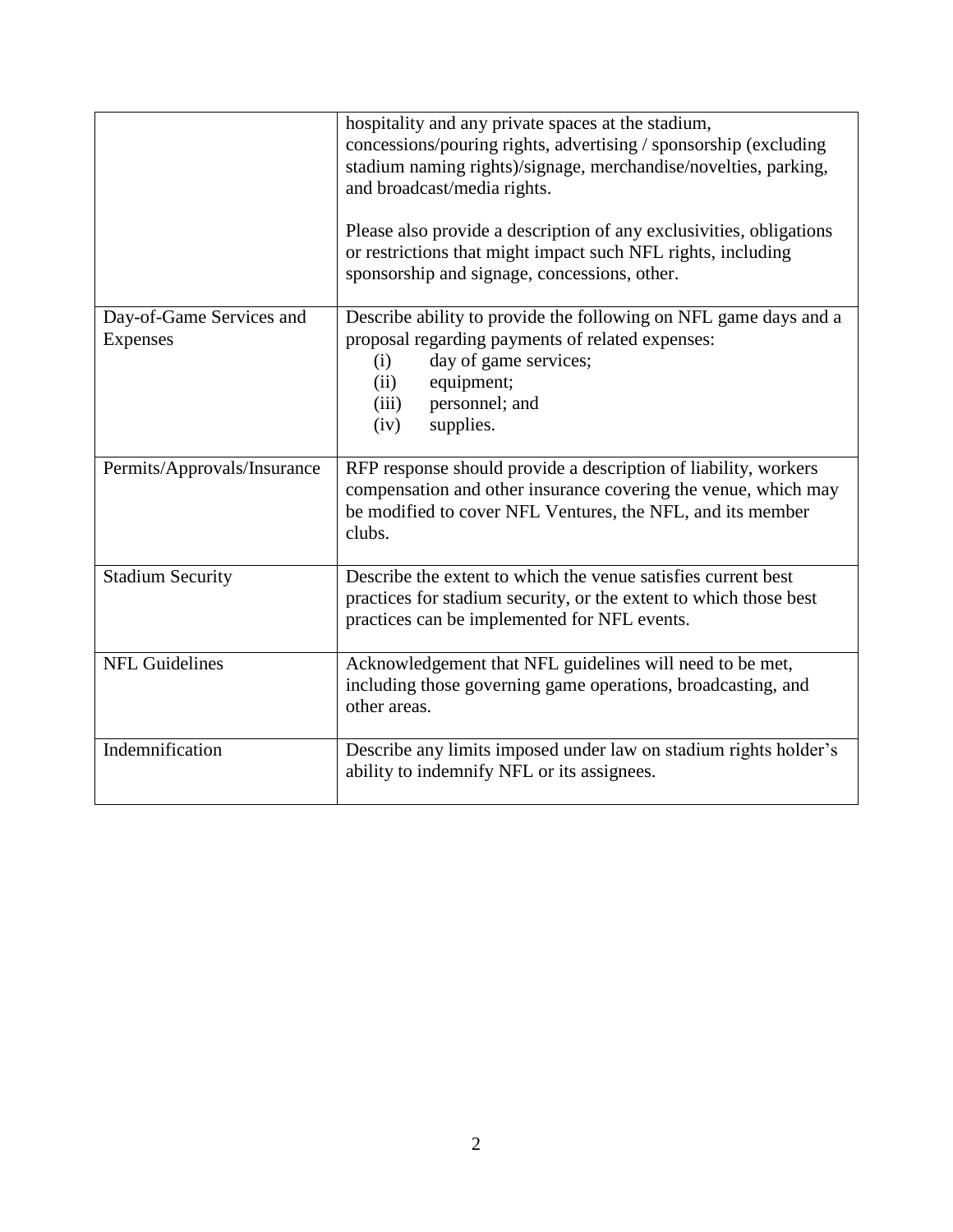| | |
|---|---|
| | hospitality and any private spaces at the stadium, concessions/pouring rights, advertising / sponsorship (excluding stadium naming rights)/signage, merchandise/novelties, parking, and broadcast/media rights.<br><br>Please also provide a description of any exclusivities, obligations or restrictions that might impact such NFL rights, including sponsorship and signage, concessions, other. |
| Day-of-Game Services and Expenses | Describe ability to provide the following on NFL game days and a proposal regarding payments of related expenses:<br>(i) day of game services;<br>(ii) equipment;<br>(iii) personnel; and<br>(iv) supplies. |
| Permits/Approvals/Insurance | RFP response should provide a description of liability, workers compensation and other insurance covering the venue, which may be modified to cover NFL Ventures, the NFL, and its member clubs. |
| Stadium Security | Describe the extent to which the venue satisfies current best practices for stadium security, or the extent to which those best practices can be implemented for NFL events. |
| NFL Guidelines | Acknowledgement that NFL guidelines will need to be met, including those governing game operations, broadcasting, and other areas. |
| Indemnification | Describe any limits imposed under law on stadium rights holder's ability to indemnify NFL or its assignees. |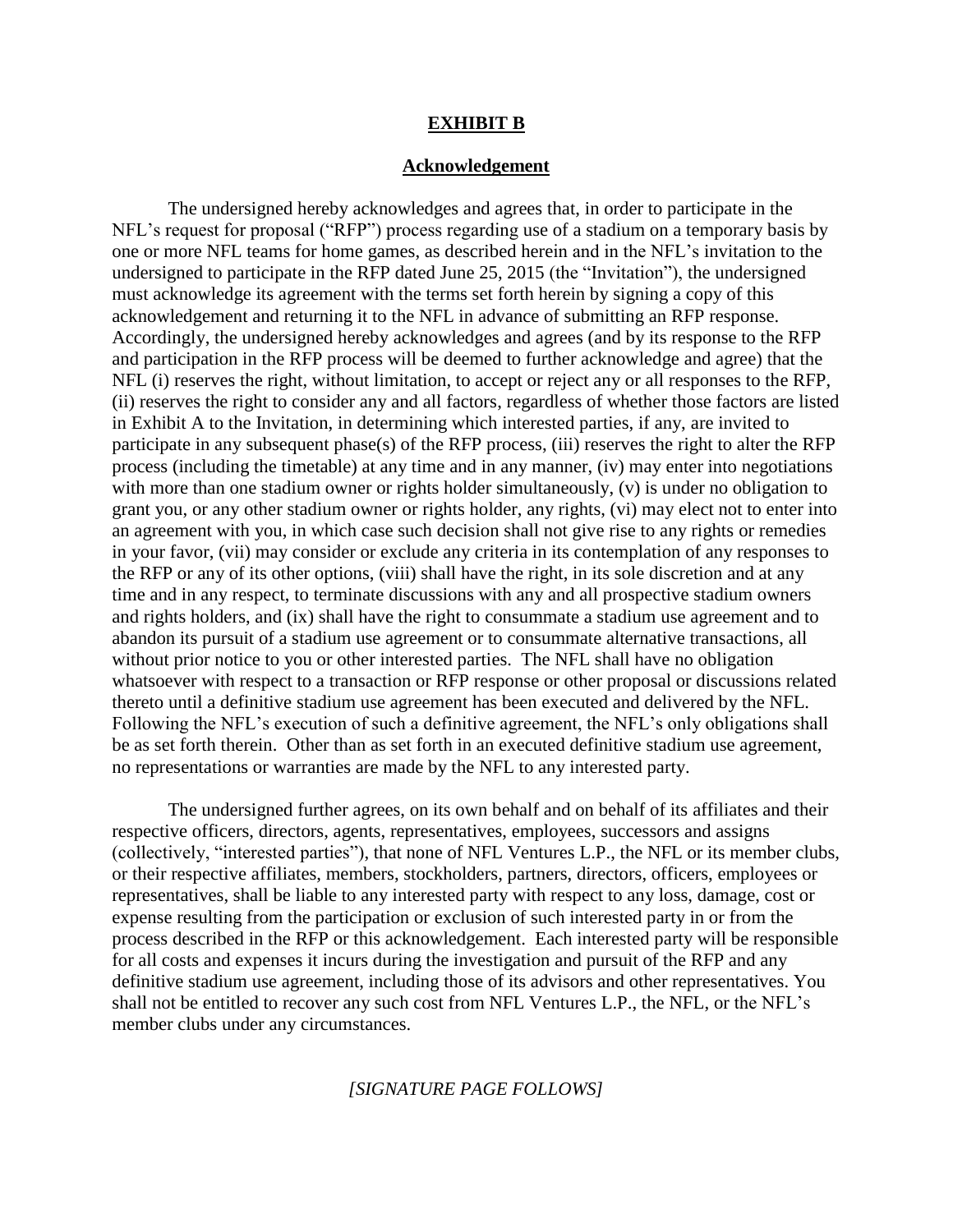# **EXHIBIT B**

## **Acknowledgement**

The undersigned hereby acknowledges and agrees that, in order to participate in the NFL's request for proposal ("RFP") process regarding use of a stadium on a temporary basis by one or more NFL teams for home games, as described herein and in the NFL's invitation to the undersigned to participate in the RFP dated June 25, 2015 (the "Invitation"), the undersigned must acknowledge its agreement with the terms set forth herein by signing a copy of this acknowledgement and returning it to the NFL in advance of submitting an RFP response. Accordingly, the undersigned hereby acknowledges and agrees (and by its response to the RFP and participation in the RFP process will be deemed to further acknowledge and agree) that the NFL (i) reserves the right, without limitation, to accept or reject any or all responses to the RFP, (ii) reserves the right to consider any and all factors, regardless of whether those factors are listed in Exhibit A to the Invitation, in determining which interested parties, if any, are invited to participate in any subsequent phase(s) of the RFP process, (iii) reserves the right to alter the RFP process (including the timetable) at any time and in any manner, (iv) may enter into negotiations with more than one stadium owner or rights holder simultaneously, (v) is under no obligation to grant you, or any other stadium owner or rights holder, any rights, (vi) may elect not to enter into an agreement with you, in which case such decision shall not give rise to any rights or remedies in your favor, (vii) may consider or exclude any criteria in its contemplation of any responses to the RFP or any of its other options, (viii) shall have the right, in its sole discretion and at any time and in any respect, to terminate discussions with any and all prospective stadium owners and rights holders, and (ix) shall have the right to consummate a stadium use agreement and to abandon its pursuit of a stadium use agreement or to consummate alternative transactions, all without prior notice to you or other interested parties. The NFL shall have no obligation whatsoever with respect to a transaction or RFP response or other proposal or discussions related thereto until a definitive stadium use agreement has been executed and delivered by the NFL. Following the NFL's execution of such a definitive agreement, the NFL's only obligations shall be as set forth therein. Other than as set forth in an executed definitive stadium use agreement, no representations or warranties are made by the NFL to any interested party.

The undersigned further agrees, on its own behalf and on behalf of its affiliates and their respective officers, directors, agents, representatives, employees, successors and assigns (collectively, "interested parties"), that none of NFL Ventures L.P., the NFL or its member clubs, or their respective affiliates, members, stockholders, partners, directors, officers, employees or representatives, shall be liable to any interested party with respect to any loss, damage, cost or expense resulting from the participation or exclusion of such interested party in or from the process described in the RFP or this acknowledgement. Each interested party will be responsible for all costs and expenses it incurs during the investigation and pursuit of the RFP and any definitive stadium use agreement, including those of its advisors and other representatives. You shall not be entitled to recover any such cost from NFL Ventures L.P., the NFL, or the NFL's member clubs under any circumstances.

*[SIGNATURE PAGE FOLLOWS]*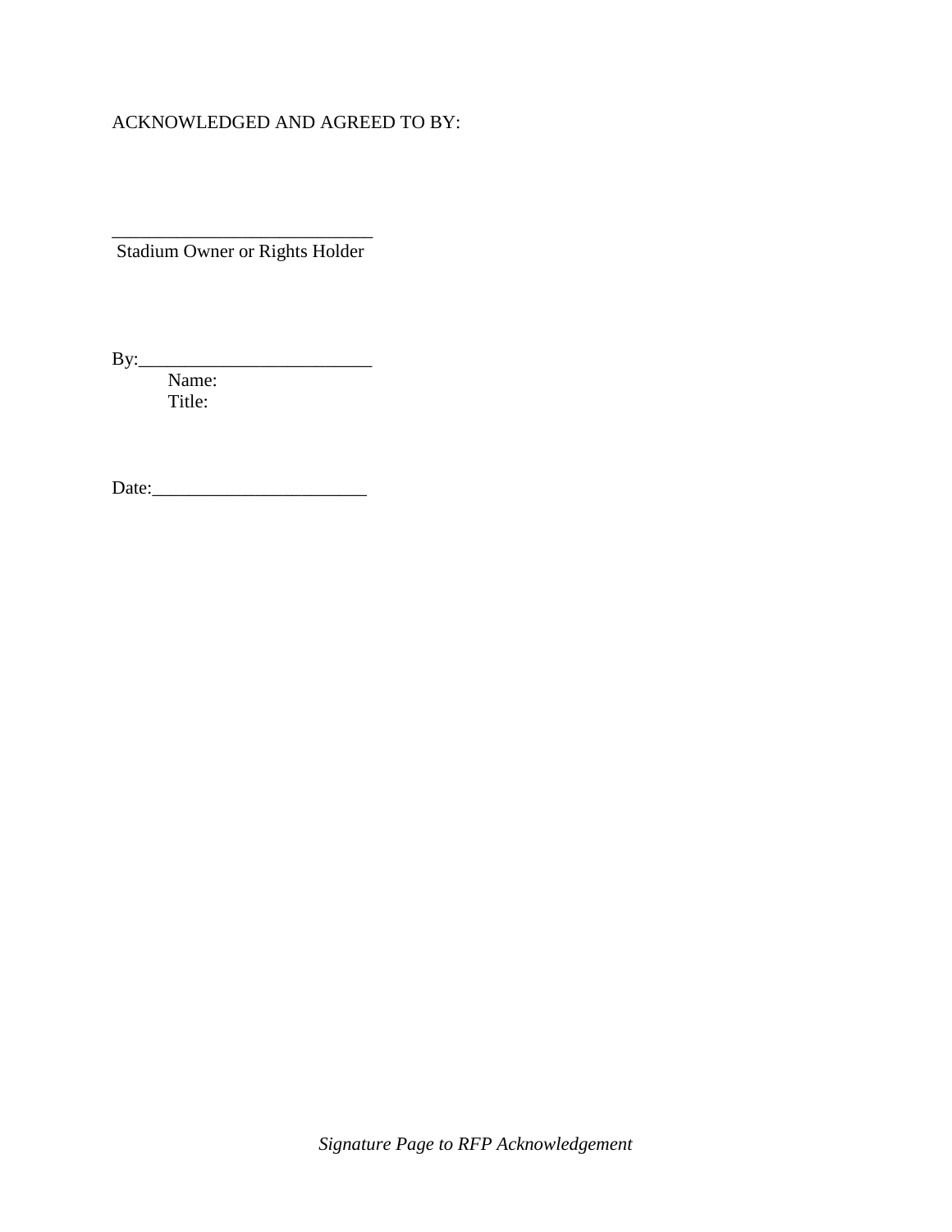ACKNOWLEDGED AND AGREED TO BY:

____________________________
Stadium Owner or Rights Holder

By:_________________________
Name:
Title:

Date:_______________________

*Signature Page to RFP Acknowledgement*